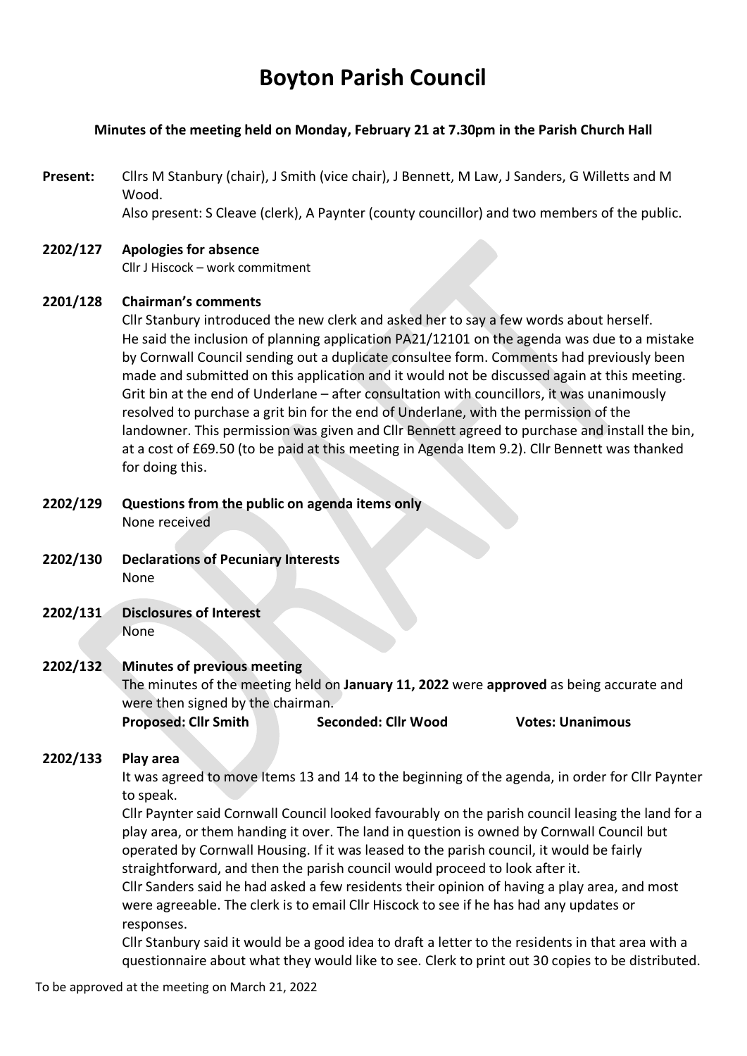# Boyton Parish Council

**Minutes of the meeting held on Monday, February 21 at 7.30pm in the Parish Church Hall**

**Present:** Cllrs M Stanbury (chair), J Smith (vice chair), J Bennett, M Law, J Sanders, G Willetts and M Wood.
Also present: S Cleave (clerk), A Paynter (county councillor) and two members of the public.

**2202/127 Apologies for absence**
Cllr J Hiscock – work commitment

**2201/128 Chairman's comments**
Cllr Stanbury introduced the new clerk and asked her to say a few words about herself.
He said the inclusion of planning application PA21/12101 on the agenda was due to a mistake by Cornwall Council sending out a duplicate consultee form. Comments had previously been made and submitted on this application and it would not be discussed again at this meeting.
Grit bin at the end of Underlane – after consultation with councillors, it was unanimously resolved to purchase a grit bin for the end of Underlane, with the permission of the landowner. This permission was given and Cllr Bennett agreed to purchase and install the bin, at a cost of £69.50 (to be paid at this meeting in Agenda Item 9.2). Cllr Bennett was thanked for doing this.

**2202/129 Questions from the public on agenda items only**
None received

**2202/130 Declarations of Pecuniary Interests**
None

**2202/131 Disclosures of Interest**
None

**2202/132 Minutes of previous meeting**
The minutes of the meeting held on **January 11, 2022** were **approved** as being accurate and were then signed by the chairman.
**Proposed: Cllr Smith** **Seconded: Cllr Wood** **Votes: Unanimous**

**2202/133 Play area**
It was agreed to move Items 13 and 14 to the beginning of the agenda, in order for Cllr Paynter to speak.
Cllr Paynter said Cornwall Council looked favourably on the parish council leasing the land for a play area, or them handing it over. The land in question is owned by Cornwall Council but operated by Cornwall Housing. If it was leased to the parish council, it would be fairly straightforward, and then the parish council would proceed to look after it.
Cllr Sanders said he had asked a few residents their opinion of having a play area, and most were agreeable. The clerk is to email Cllr Hiscock to see if he has had any updates or responses.
Cllr Stanbury said it would be a good idea to draft a letter to the residents in that area with a questionnaire about what they would like to see. Clerk to print out 30 copies to be distributed.

To be approved at the meeting on March 21, 2022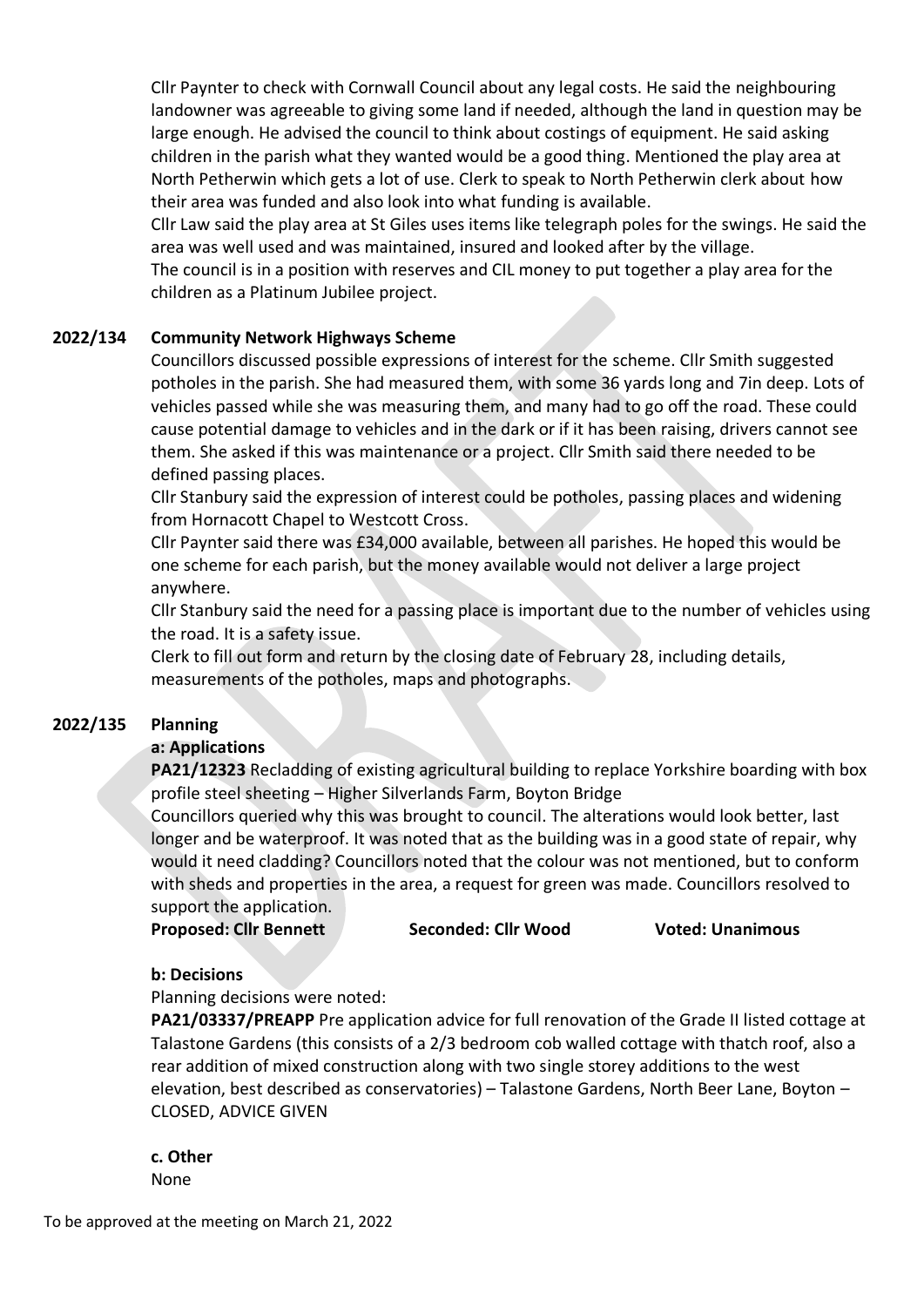Cllr Paynter to check with Cornwall Council about any legal costs. He said the neighbouring landowner was agreeable to giving some land if needed, although the land in question may be large enough. He advised the council to think about costings of equipment. He said asking children in the parish what they wanted would be a good thing. Mentioned the play area at North Petherwin which gets a lot of use. Clerk to speak to North Petherwin clerk about how their area was funded and also look into what funding is available.

Cllr Law said the play area at St Giles uses items like telegraph poles for the swings. He said the area was well used and was maintained, insured and looked after by the village.

The council is in a position with reserves and CIL money to put together a play area for the children as a Platinum Jubilee project.

**2022/134 Community Network Highways Scheme**

Councillors discussed possible expressions of interest for the scheme. Cllr Smith suggested potholes in the parish. She had measured them, with some 36 yards long and 7in deep. Lots of vehicles passed while she was measuring them, and many had to go off the road. These could cause potential damage to vehicles and in the dark or if it has been raising, drivers cannot see them. She asked if this was maintenance or a project. Cllr Smith said there needed to be defined passing places.

Cllr Stanbury said the expression of interest could be potholes, passing places and widening from Hornacott Chapel to Westcott Cross.

Cllr Paynter said there was £34,000 available, between all parishes. He hoped this would be one scheme for each parish, but the money available would not deliver a large project anywhere.

Cllr Stanbury said the need for a passing place is important due to the number of vehicles using the road. It is a safety issue.

Clerk to fill out form and return by the closing date of February 28, including details, measurements of the potholes, maps and photographs.

**2022/135 Planning**

**a: Applications**

**PA21/12323** Recladding of existing agricultural building to replace Yorkshire boarding with box profile steel sheeting – Higher Silverlands Farm, Boyton Bridge

Councillors queried why this was brought to council. The alterations would look better, last longer and be waterproof. It was noted that as the building was in a good state of repair, why would it need cladding? Councillors noted that the colour was not mentioned, but to conform with sheds and properties in the area, a request for green was made. Councillors resolved to support the application.

**Proposed: Cllr Bennett** **Seconded: Cllr Wood** **Voted: Unanimous**

**b: Decisions**

Planning decisions were noted:

**PA21/03337/PREAPP** Pre application advice for full renovation of the Grade II listed cottage at Talastone Gardens (this consists of a 2/3 bedroom cob walled cottage with thatch roof, also a rear addition of mixed construction along with two single storey additions to the west elevation, best described as conservatories) – Talastone Gardens, North Beer Lane, Boyton – CLOSED, ADVICE GIVEN

**c. Other**

None

To be approved at the meeting on March 21, 2022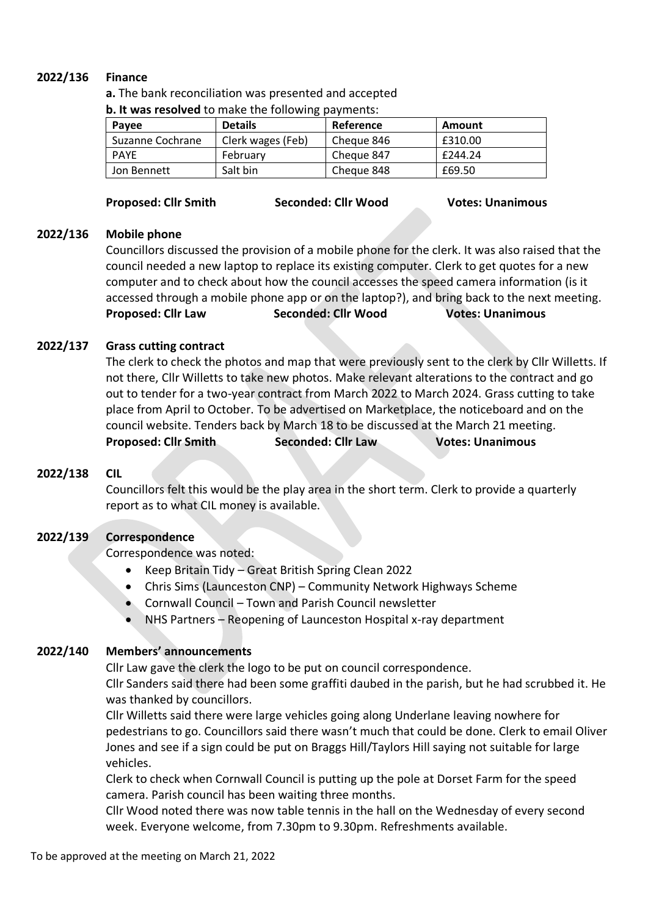## 2022/136 Finance

**a.** The bank reconciliation was presented and accepted

**b. It was resolved** to make the following payments:

| Payee | Details | Reference | Amount |
|---|---|---|---|
| Suzanne Cochrane | Clerk wages (Feb) | Cheque 846 | £310.00 |
| PAYE | February | Cheque 847 | £244.24 |
| Jon Bennett | Salt bin | Cheque 848 | £69.50 |

**Proposed: Cllr Smith** **Seconded: Cllr Wood** **Votes: Unanimous**

## 2022/136 Mobile phone

Councillors discussed the provision of a mobile phone for the clerk. It was also raised that the council needed a new laptop to replace its existing computer. Clerk to get quotes for a new computer and to check about how the council accesses the speed camera information (is it accessed through a mobile phone app or on the laptop?), and bring back to the next meeting.

**Proposed: Cllr Law** **Seconded: Cllr Wood** **Votes: Unanimous**

## 2022/137 Grass cutting contract

The clerk to check the photos and map that were previously sent to the clerk by Cllr Willetts. If not there, Cllr Willetts to take new photos. Make relevant alterations to the contract and go out to tender for a two-year contract from March 2022 to March 2024. Grass cutting to take place from April to October. To be advertised on Marketplace, the noticeboard and on the council website. Tenders back by March 18 to be discussed at the March 21 meeting.

**Proposed: Cllr Smith** **Seconded: Cllr Law** **Votes: Unanimous**

## 2022/138 CIL

Councillors felt this would be the play area in the short term. Clerk to provide a quarterly report as to what CIL money is available.

## 2022/139 Correspondence

Correspondence was noted:

- Keep Britain Tidy – Great British Spring Clean 2022
- Chris Sims (Launceston CNP) – Community Network Highways Scheme
- Cornwall Council – Town and Parish Council newsletter
- NHS Partners – Reopening of Launceston Hospital x-ray department

## 2022/140 Members' announcements

Cllr Law gave the clerk the logo to be put on council correspondence.

Cllr Sanders said there had been some graffiti daubed in the parish, but he had scrubbed it. He was thanked by councillors.

Cllr Willetts said there were large vehicles going along Underlane leaving nowhere for pedestrians to go. Councillors said there wasn't much that could be done. Clerk to email Oliver Jones and see if a sign could be put on Braggs Hill/Taylors Hill saying not suitable for large vehicles.

Clerk to check when Cornwall Council is putting up the pole at Dorset Farm for the speed camera. Parish council has been waiting three months.

Cllr Wood noted there was now table tennis in the hall on the Wednesday of every second week. Everyone welcome, from 7.30pm to 9.30pm. Refreshments available.

To be approved at the meeting on March 21, 2022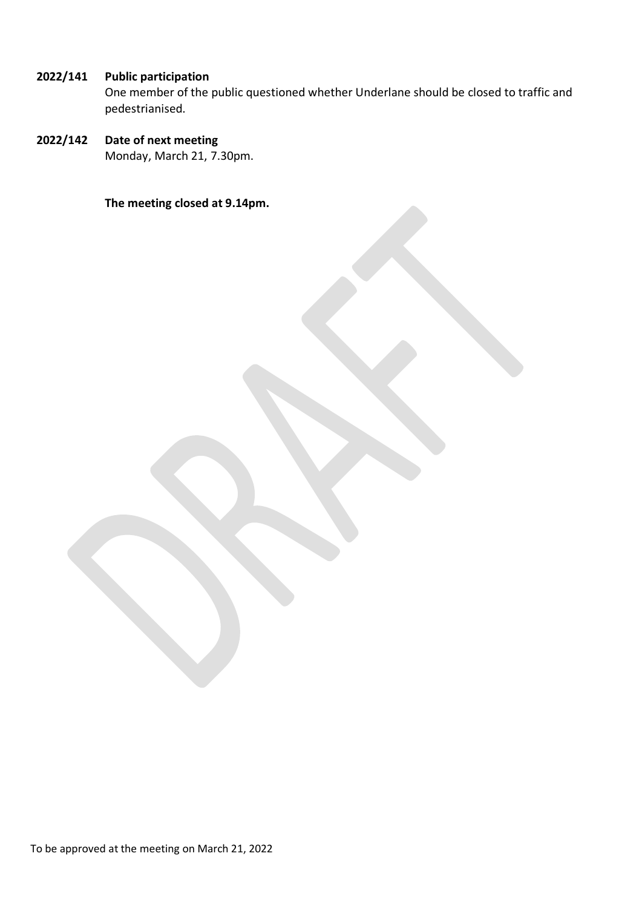**2022/141 Public participation**

One member of the public questioned whether Underlane should be closed to traffic and pedestrianised.

**2022/142 Date of next meeting**

Monday, March 21, 7.30pm.

**The meeting closed at 9.14pm.**

To be approved at the meeting on March 21, 2022